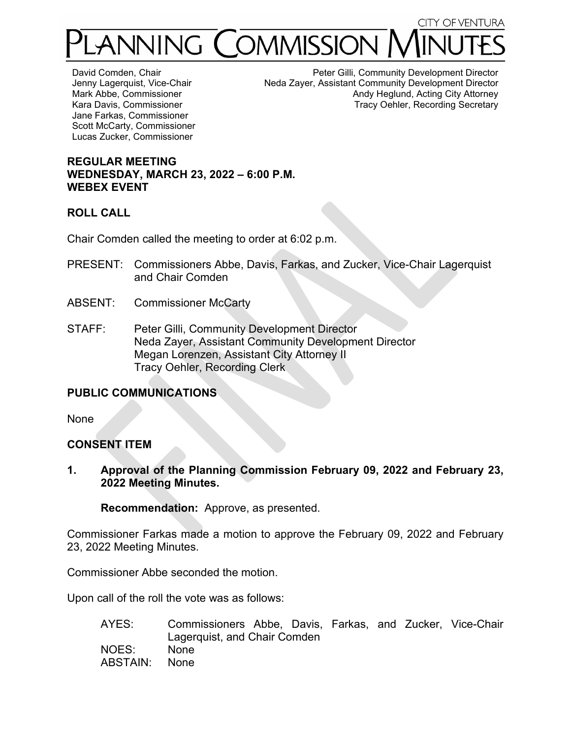CITY OF VENTURA

# PLANNING COMMISSION MINUTES

David Comden, Chair
Jenny Lagerquist, Vice-Chair
Mark Abbe, Commissioner
Kara Davis, Commissioner
Jane Farkas, Commissioner
Scott McCarty, Commissioner
Lucas Zucker, Commissioner

Peter Gilli, Community Development Director
Neda Zayer, Assistant Community Development Director
Andy Heglund, Acting City Attorney
Tracy Oehler, Recording Secretary

**REGULAR MEETING**
**WEDNESDAY, MARCH 23, 2022 – 6:00 P.M.**
**WEBEX EVENT**

## ROLL CALL

Chair Comden called the meeting to order at 6:02 p.m.

PRESENT: Commissioners Abbe, Davis, Farkas, and Zucker, Vice-Chair Lagerquist and Chair Comden

ABSENT: Commissioner McCarty

STAFF: Peter Gilli, Community Development Director
Neda Zayer, Assistant Community Development Director
Megan Lorenzen, Assistant City Attorney II
Tracy Oehler, Recording Clerk

## PUBLIC COMMUNICATIONS

None

## CONSENT ITEM

**1. Approval of the Planning Commission February 09, 2022 and February 23, 2022 Meeting Minutes.**

**Recommendation:** Approve, as presented.

Commissioner Farkas made a motion to approve the February 09, 2022 and February 23, 2022 Meeting Minutes.

Commissioner Abbe seconded the motion.

Upon call of the roll the vote was as follows:

AYES: Commissioners Abbe, Davis, Farkas, and Zucker, Vice-Chair Lagerquist, and Chair Comden
NOES: None
ABSTAIN: None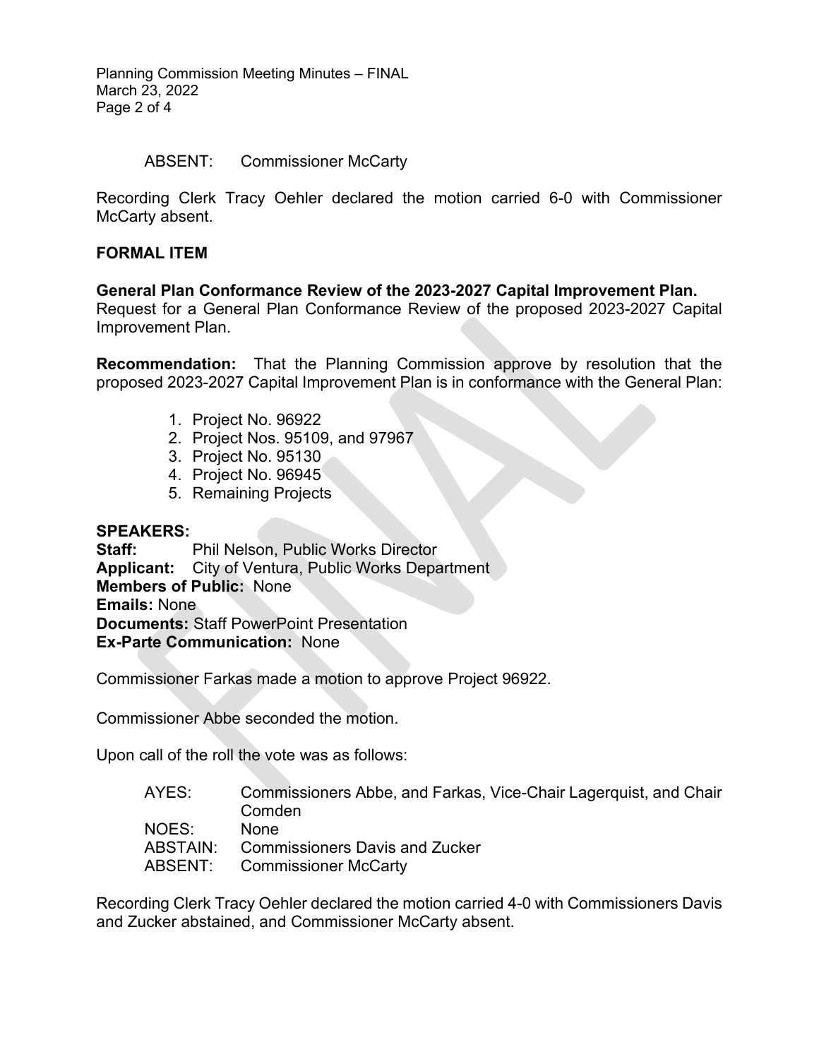ABSENT: Commissioner McCarty

Recording Clerk Tracy Oehler declared the motion carried 6-0 with Commissioner McCarty absent.

**FORMAL ITEM**

**General Plan Conformance Review of the 2023-2027 Capital Improvement Plan.**
Request for a General Plan Conformance Review of the proposed 2023-2027 Capital Improvement Plan.

**Recommendation:** That the Planning Commission approve by resolution that the proposed 2023-2027 Capital Improvement Plan is in conformance with the General Plan:

1. Project No. 96922
2. Project Nos. 95109, and 97967
3. Project No. 95130
4. Project No. 96945
5. Remaining Projects

**SPEAKERS:**
**Staff:** Phil Nelson, Public Works Director
**Applicant:** City of Ventura, Public Works Department
**Members of Public:** None
**Emails:** None
**Documents:** Staff PowerPoint Presentation
**Ex-Parte Communication:** None

Commissioner Farkas made a motion to approve Project 96922.

Commissioner Abbe seconded the motion.

Upon call of the roll the vote was as follows:

AYES: Commissioners Abbe, and Farkas, Vice-Chair Lagerquist, and Chair Comden
NOES: None
ABSTAIN: Commissioners Davis and Zucker
ABSENT: Commissioner McCarty

Recording Clerk Tracy Oehler declared the motion carried 4-0 with Commissioners Davis and Zucker abstained, and Commissioner McCarty absent.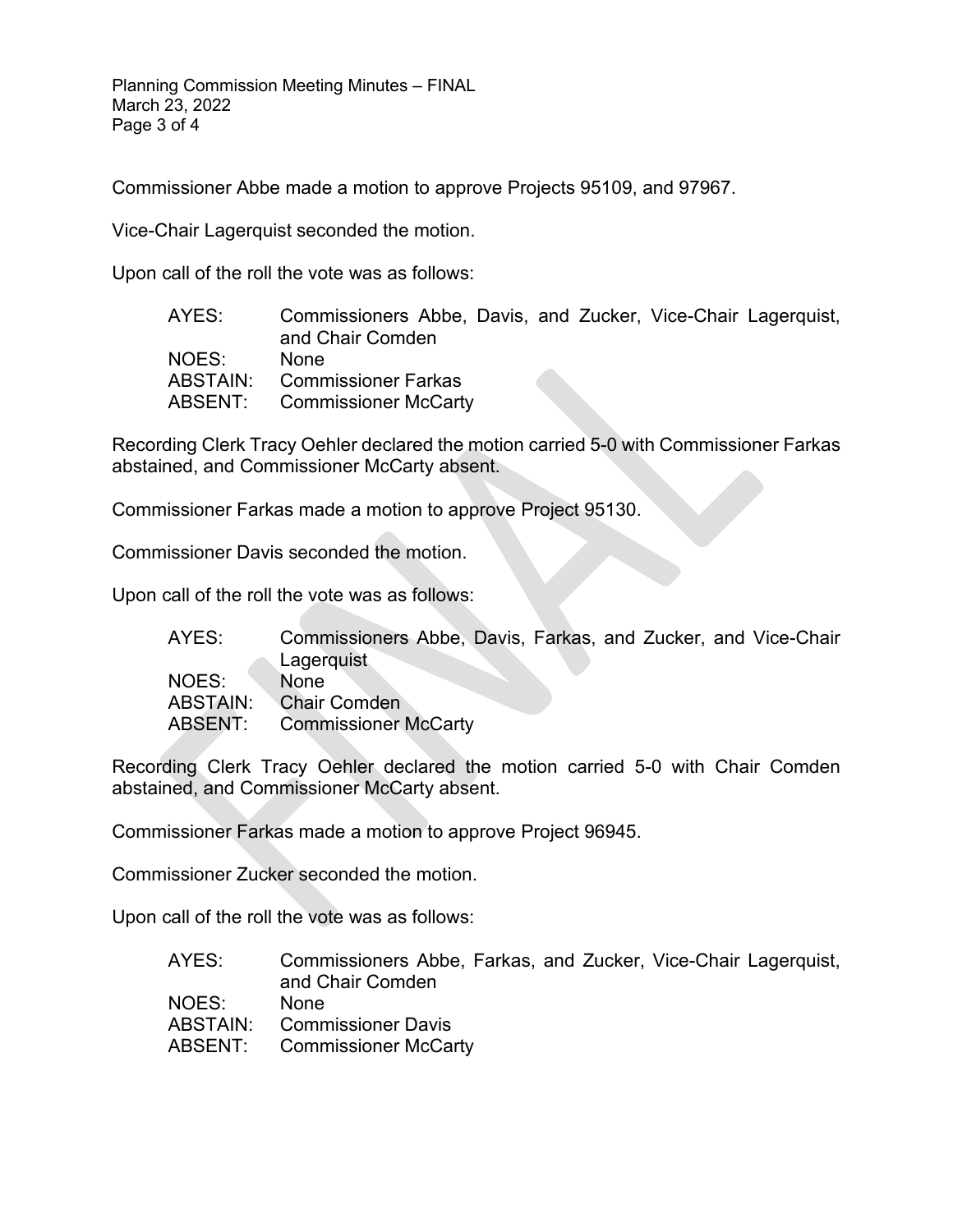Commissioner Abbe made a motion to approve Projects 95109, and 97967.

Vice-Chair Lagerquist seconded the motion.

Upon call of the roll the vote was as follows:

| | |
|---|---|
| AYES: | Commissioners Abbe, Davis, and Zucker, Vice-Chair Lagerquist, and Chair Comden |
| NOES: | None |
| ABSTAIN: | Commissioner Farkas |
| ABSENT: | Commissioner McCarty |

Recording Clerk Tracy Oehler declared the motion carried 5-0 with Commissioner Farkas abstained, and Commissioner McCarty absent.

Commissioner Farkas made a motion to approve Project 95130.

Commissioner Davis seconded the motion.

Upon call of the roll the vote was as follows:

| | |
|---|---|
| AYES: | Commissioners Abbe, Davis, Farkas, and Zucker, and Vice-Chair Lagerquist |
| NOES: | None |
| ABSTAIN: | Chair Comden |
| ABSENT: | Commissioner McCarty |

Recording Clerk Tracy Oehler declared the motion carried 5-0 with Chair Comden abstained, and Commissioner McCarty absent.

Commissioner Farkas made a motion to approve Project 96945.

Commissioner Zucker seconded the motion.

Upon call of the roll the vote was as follows:

| | |
|---|---|
| AYES: | Commissioners Abbe, Farkas, and Zucker, Vice-Chair Lagerquist, and Chair Comden |
| NOES: | None |
| ABSTAIN: | Commissioner Davis |
| ABSENT: | Commissioner McCarty |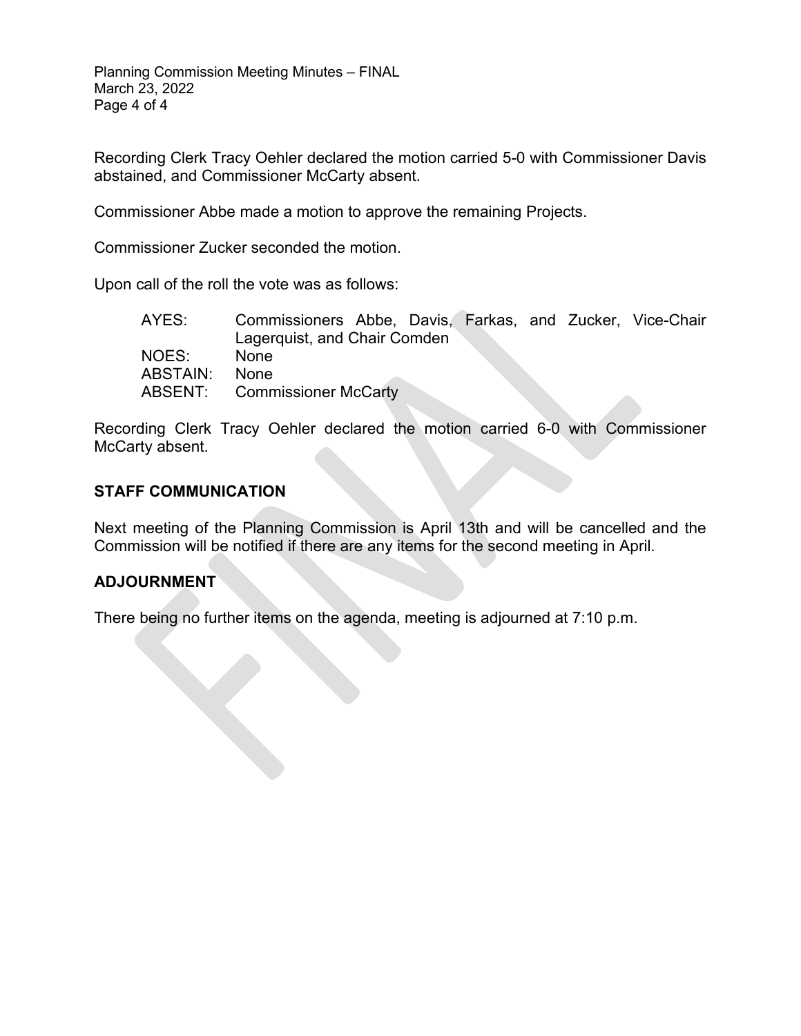Recording Clerk Tracy Oehler declared the motion carried 5-0 with Commissioner Davis abstained, and Commissioner McCarty absent.

Commissioner Abbe made a motion to approve the remaining Projects.

Commissioner Zucker seconded the motion.

Upon call of the roll the vote was as follows:

| | |
|---|---|
| AYES: | Commissioners Abbe, Davis, Farkas, and Zucker, Vice-Chair Lagerquist, and Chair Comden |
| NOES: | None |
| ABSTAIN: | None |
| ABSENT: | Commissioner McCarty |

Recording Clerk Tracy Oehler declared the motion carried 6-0 with Commissioner McCarty absent.

## STAFF COMMUNICATION

Next meeting of the Planning Commission is April 13th and will be cancelled and the Commission will be notified if there are any items for the second meeting in April.

## ADJOURNMENT

There being no further items on the agenda, meeting is adjourned at 7:10 p.m.